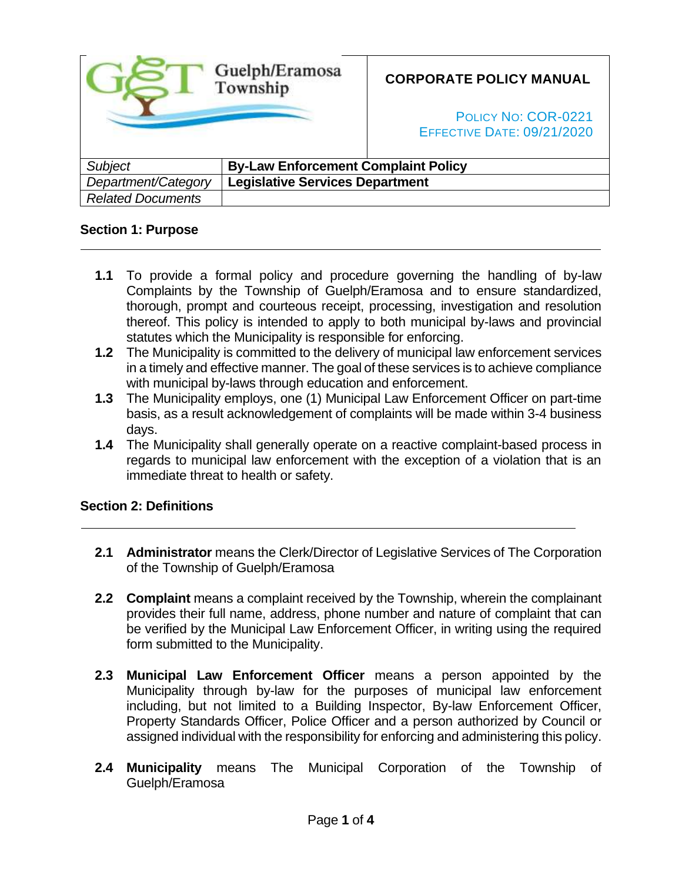Guelph/Eramosa Township

**CORPORATE POLICY MANUAL**

POLICY NO: COR-0221
EFFECTIVE DATE: 09/21/2020

| *Subject* | **By-Law Enforcement Complaint Policy** |
|---|---|
| *Department/Category* | **Legislative Services Department** |
| *Related Documents* | |

## Section 1: Purpose

**1.1** To provide a formal policy and procedure governing the handling of by-law Complaints by the Township of Guelph/Eramosa and to ensure standardized, thorough, prompt and courteous receipt, processing, investigation and resolution thereof. This policy is intended to apply to both municipal by-laws and provincial statutes which the Municipality is responsible for enforcing.

**1.2** The Municipality is committed to the delivery of municipal law enforcement services in a timely and effective manner. The goal of these services is to achieve compliance with municipal by-laws through education and enforcement.

**1.3** The Municipality employs, one (1) Municipal Law Enforcement Officer on part-time basis, as a result acknowledgement of complaints will be made within 3-4 business days.

**1.4** The Municipality shall generally operate on a reactive complaint-based process in regards to municipal law enforcement with the exception of a violation that is an immediate threat to health or safety.

## Section 2: Definitions

**2.1** **Administrator** means the Clerk/Director of Legislative Services of The Corporation of the Township of Guelph/Eramosa

**2.2** **Complaint** means a complaint received by the Township, wherein the complainant provides their full name, address, phone number and nature of complaint that can be verified by the Municipal Law Enforcement Officer, in writing using the required form submitted to the Municipality.

**2.3** **Municipal Law Enforcement Officer** means a person appointed by the Municipality through by-law for the purposes of municipal law enforcement including, but not limited to a Building Inspector, By-law Enforcement Officer, Property Standards Officer, Police Officer and a person authorized by Council or assigned individual with the responsibility for enforcing and administering this policy.

**2.4** **Municipality** means The Municipal Corporation of the Township of Guelph/Eramosa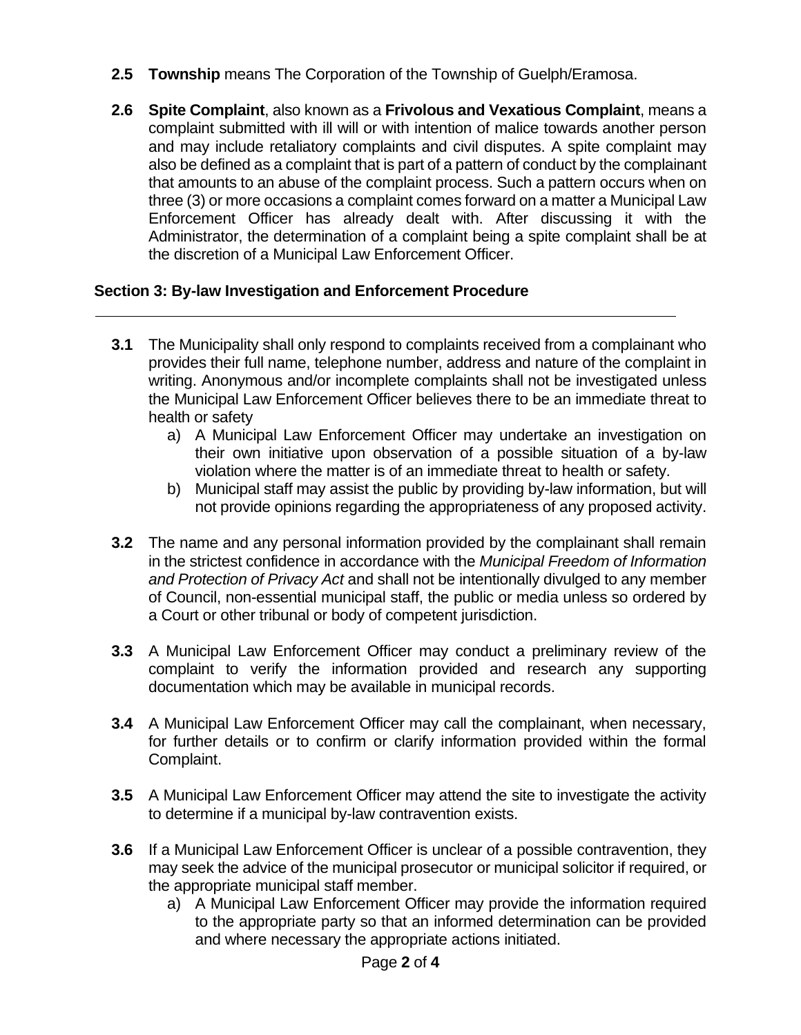**2.5** **Township** means The Corporation of the Township of Guelph/Eramosa.

**2.6** **Spite Complaint**, also known as a **Frivolous and Vexatious Complaint**, means a complaint submitted with ill will or with intention of malice towards another person and may include retaliatory complaints and civil disputes. A spite complaint may also be defined as a complaint that is part of a pattern of conduct by the complainant that amounts to an abuse of the complaint process. Such a pattern occurs when on three (3) or more occasions a complaint comes forward on a matter a Municipal Law Enforcement Officer has already dealt with. After discussing it with the Administrator, the determination of a complaint being a spite complaint shall be at the discretion of a Municipal Law Enforcement Officer.

## Section 3: By-law Investigation and Enforcement Procedure

**3.1** The Municipality shall only respond to complaints received from a complainant who provides their full name, telephone number, address and nature of the complaint in writing. Anonymous and/or incomplete complaints shall not be investigated unless the Municipal Law Enforcement Officer believes there to be an immediate threat to health or safety

a) A Municipal Law Enforcement Officer may undertake an investigation on their own initiative upon observation of a possible situation of a by-law violation where the matter is of an immediate threat to health or safety.

b) Municipal staff may assist the public by providing by-law information, but will not provide opinions regarding the appropriateness of any proposed activity.

**3.2** The name and any personal information provided by the complainant shall remain in the strictest confidence in accordance with the *Municipal Freedom of Information and Protection of Privacy Act* and shall not be intentionally divulged to any member of Council, non-essential municipal staff, the public or media unless so ordered by a Court or other tribunal or body of competent jurisdiction.

**3.3** A Municipal Law Enforcement Officer may conduct a preliminary review of the complaint to verify the information provided and research any supporting documentation which may be available in municipal records.

**3.4** A Municipal Law Enforcement Officer may call the complainant, when necessary, for further details or to confirm or clarify information provided within the formal Complaint.

**3.5** A Municipal Law Enforcement Officer may attend the site to investigate the activity to determine if a municipal by-law contravention exists.

**3.6** If a Municipal Law Enforcement Officer is unclear of a possible contravention, they may seek the advice of the municipal prosecutor or municipal solicitor if required, or the appropriate municipal staff member.

a) A Municipal Law Enforcement Officer may provide the information required to the appropriate party so that an informed determination can be provided and where necessary the appropriate actions initiated.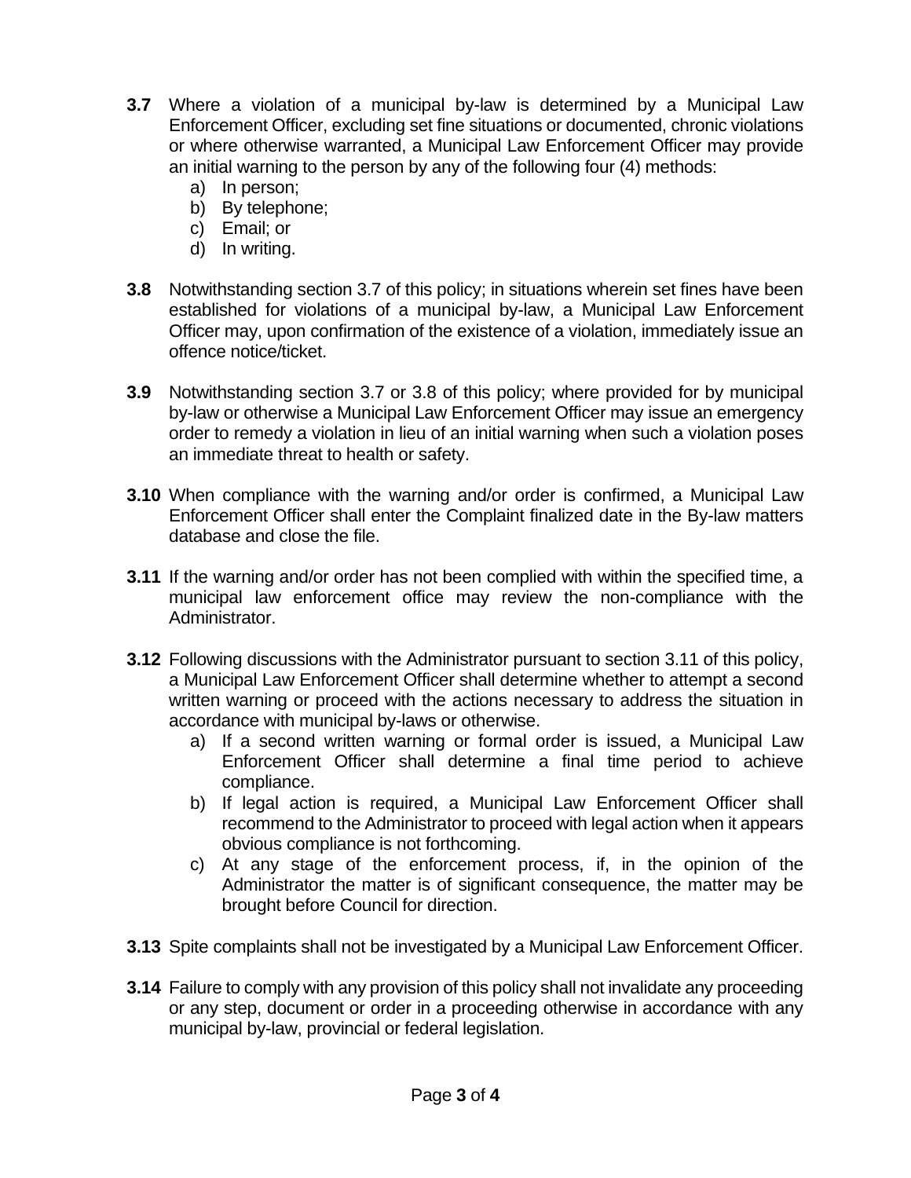**3.7** Where a violation of a municipal by-law is determined by a Municipal Law Enforcement Officer, excluding set fine situations or documented, chronic violations or where otherwise warranted, a Municipal Law Enforcement Officer may provide an initial warning to the person by any of the following four (4) methods:

a) In person;
b) By telephone;
c) Email; or
d) In writing.

**3.8** Notwithstanding section 3.7 of this policy; in situations wherein set fines have been established for violations of a municipal by-law, a Municipal Law Enforcement Officer may, upon confirmation of the existence of a violation, immediately issue an offence notice/ticket.

**3.9** Notwithstanding section 3.7 or 3.8 of this policy; where provided for by municipal by-law or otherwise a Municipal Law Enforcement Officer may issue an emergency order to remedy a violation in lieu of an initial warning when such a violation poses an immediate threat to health or safety.

**3.10** When compliance with the warning and/or order is confirmed, a Municipal Law Enforcement Officer shall enter the Complaint finalized date in the By-law matters database and close the file.

**3.11** If the warning and/or order has not been complied with within the specified time, a municipal law enforcement office may review the non-compliance with the Administrator.

**3.12** Following discussions with the Administrator pursuant to section 3.11 of this policy, a Municipal Law Enforcement Officer shall determine whether to attempt a second written warning or proceed with the actions necessary to address the situation in accordance with municipal by-laws or otherwise.

a) If a second written warning or formal order is issued, a Municipal Law Enforcement Officer shall determine a final time period to achieve compliance.
b) If legal action is required, a Municipal Law Enforcement Officer shall recommend to the Administrator to proceed with legal action when it appears obvious compliance is not forthcoming.
c) At any stage of the enforcement process, if, in the opinion of the Administrator the matter is of significant consequence, the matter may be brought before Council for direction.

**3.13** Spite complaints shall not be investigated by a Municipal Law Enforcement Officer.

**3.14** Failure to comply with any provision of this policy shall not invalidate any proceeding or any step, document or order in a proceeding otherwise in accordance with any municipal by-law, provincial or federal legislation.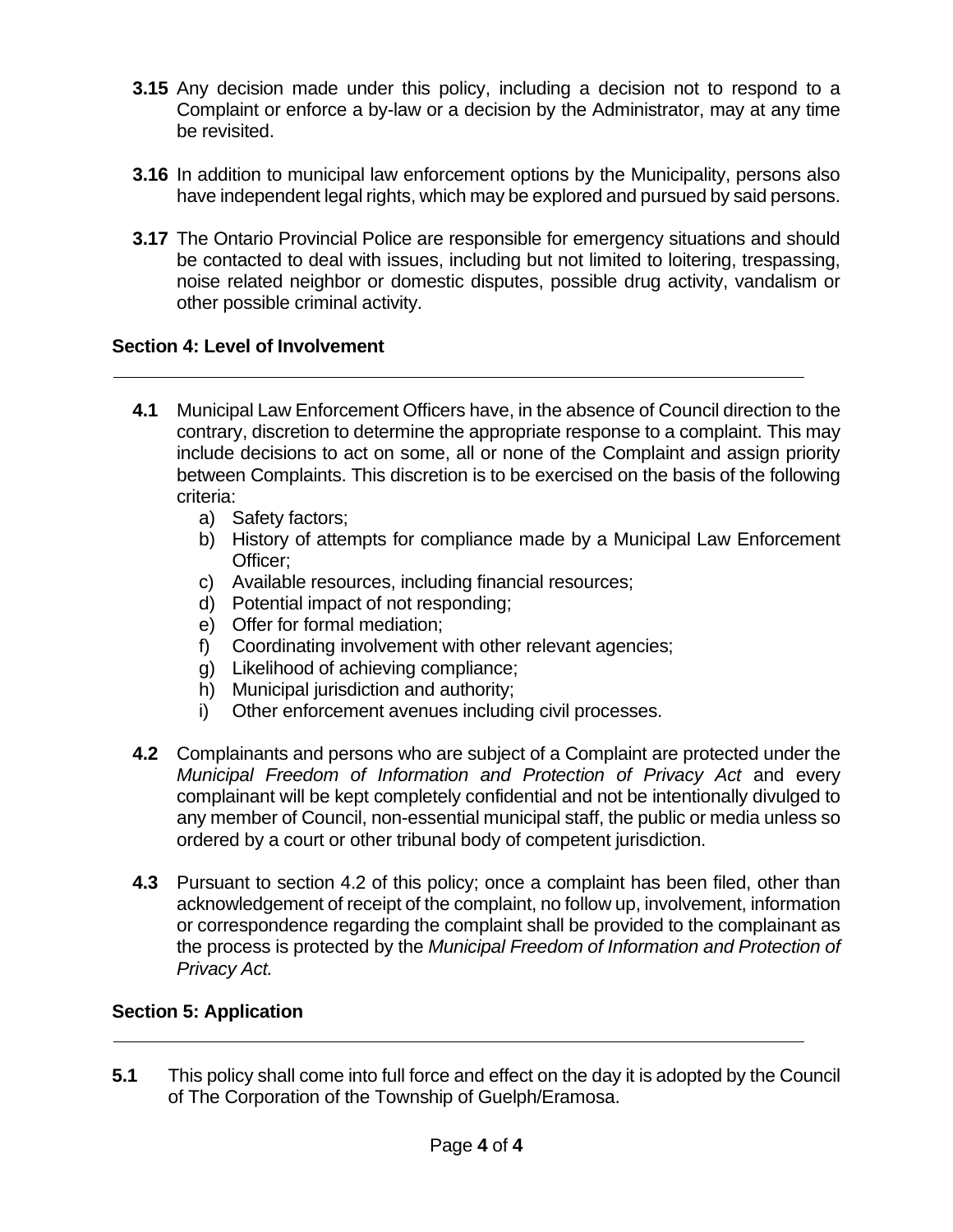**3.15** Any decision made under this policy, including a decision not to respond to a Complaint or enforce a by-law or a decision by the Administrator, may at any time be revisited.

**3.16** In addition to municipal law enforcement options by the Municipality, persons also have independent legal rights, which may be explored and pursued by said persons.

**3.17** The Ontario Provincial Police are responsible for emergency situations and should be contacted to deal with issues, including but not limited to loitering, trespassing, noise related neighbor or domestic disputes, possible drug activity, vandalism or other possible criminal activity.

## Section 4: Level of Involvement

**4.1** Municipal Law Enforcement Officers have, in the absence of Council direction to the contrary, discretion to determine the appropriate response to a complaint. This may include decisions to act on some, all or none of the Complaint and assign priority between Complaints. This discretion is to be exercised on the basis of the following criteria:

a) Safety factors;
b) History of attempts for compliance made by a Municipal Law Enforcement Officer;
c) Available resources, including financial resources;
d) Potential impact of not responding;
e) Offer for formal mediation;
f) Coordinating involvement with other relevant agencies;
g) Likelihood of achieving compliance;
h) Municipal jurisdiction and authority;
i) Other enforcement avenues including civil processes.

**4.2** Complainants and persons who are subject of a Complaint are protected under the *Municipal Freedom of Information and Protection of Privacy Act* and every complainant will be kept completely confidential and not be intentionally divulged to any member of Council, non-essential municipal staff, the public or media unless so ordered by a court or other tribunal body of competent jurisdiction.

**4.3** Pursuant to section 4.2 of this policy; once a complaint has been filed, other than acknowledgement of receipt of the complaint, no follow up, involvement, information or correspondence regarding the complaint shall be provided to the complainant as the process is protected by the *Municipal Freedom of Information and Protection of Privacy Act.*

## Section 5: Application

**5.1** This policy shall come into full force and effect on the day it is adopted by the Council of The Corporation of the Township of Guelph/Eramosa.